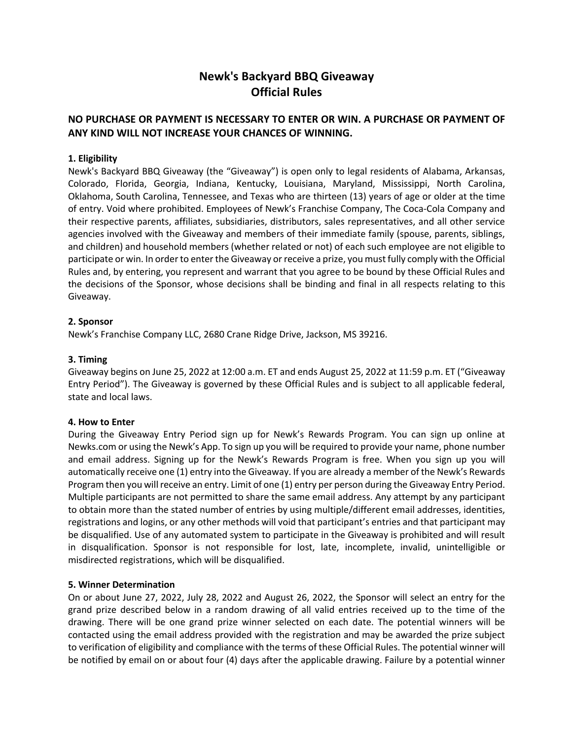# Newk's Backyard BBQ Giveaway
# Official Rules

## NO PURCHASE OR PAYMENT IS NECESSARY TO ENTER OR WIN. A PURCHASE OR PAYMENT OF ANY KIND WILL NOT INCREASE YOUR CHANCES OF WINNING.

**1. Eligibility**

Newk's Backyard BBQ Giveaway (the "Giveaway") is open only to legal residents of Alabama, Arkansas, Colorado, Florida, Georgia, Indiana, Kentucky, Louisiana, Maryland, Mississippi, North Carolina, Oklahoma, South Carolina, Tennessee, and Texas who are thirteen (13) years of age or older at the time of entry. Void where prohibited. Employees of Newk's Franchise Company, The Coca-Cola Company and their respective parents, affiliates, subsidiaries, distributors, sales representatives, and all other service agencies involved with the Giveaway and members of their immediate family (spouse, parents, siblings, and children) and household members (whether related or not) of each such employee are not eligible to participate or win. In order to enter the Giveaway or receive a prize, you must fully comply with the Official Rules and, by entering, you represent and warrant that you agree to be bound by these Official Rules and the decisions of the Sponsor, whose decisions shall be binding and final in all respects relating to this Giveaway.

**2. Sponsor**

Newk's Franchise Company LLC, 2680 Crane Ridge Drive, Jackson, MS 39216.

**3. Timing**

Giveaway begins on June 25, 2022 at 12:00 a.m. ET and ends August 25, 2022 at 11:59 p.m. ET ("Giveaway Entry Period"). The Giveaway is governed by these Official Rules and is subject to all applicable federal, state and local laws.

**4. How to Enter**

During the Giveaway Entry Period sign up for Newk's Rewards Program. You can sign up online at Newks.com or using the Newk's App. To sign up you will be required to provide your name, phone number and email address. Signing up for the Newk's Rewards Program is free. When you sign up you will automatically receive one (1) entry into the Giveaway. If you are already a member of the Newk's Rewards Program then you will receive an entry. Limit of one (1) entry per person during the Giveaway Entry Period. Multiple participants are not permitted to share the same email address. Any attempt by any participant to obtain more than the stated number of entries by using multiple/different email addresses, identities, registrations and logins, or any other methods will void that participant's entries and that participant may be disqualified. Use of any automated system to participate in the Giveaway is prohibited and will result in disqualification. Sponsor is not responsible for lost, late, incomplete, invalid, unintelligible or misdirected registrations, which will be disqualified.

**5. Winner Determination**

On or about June 27, 2022, July 28, 2022 and August 26, 2022, the Sponsor will select an entry for the grand prize described below in a random drawing of all valid entries received up to the time of the drawing. There will be one grand prize winner selected on each date. The potential winners will be contacted using the email address provided with the registration and may be awarded the prize subject to verification of eligibility and compliance with the terms of these Official Rules. The potential winner will be notified by email on or about four (4) days after the applicable drawing. Failure by a potential winner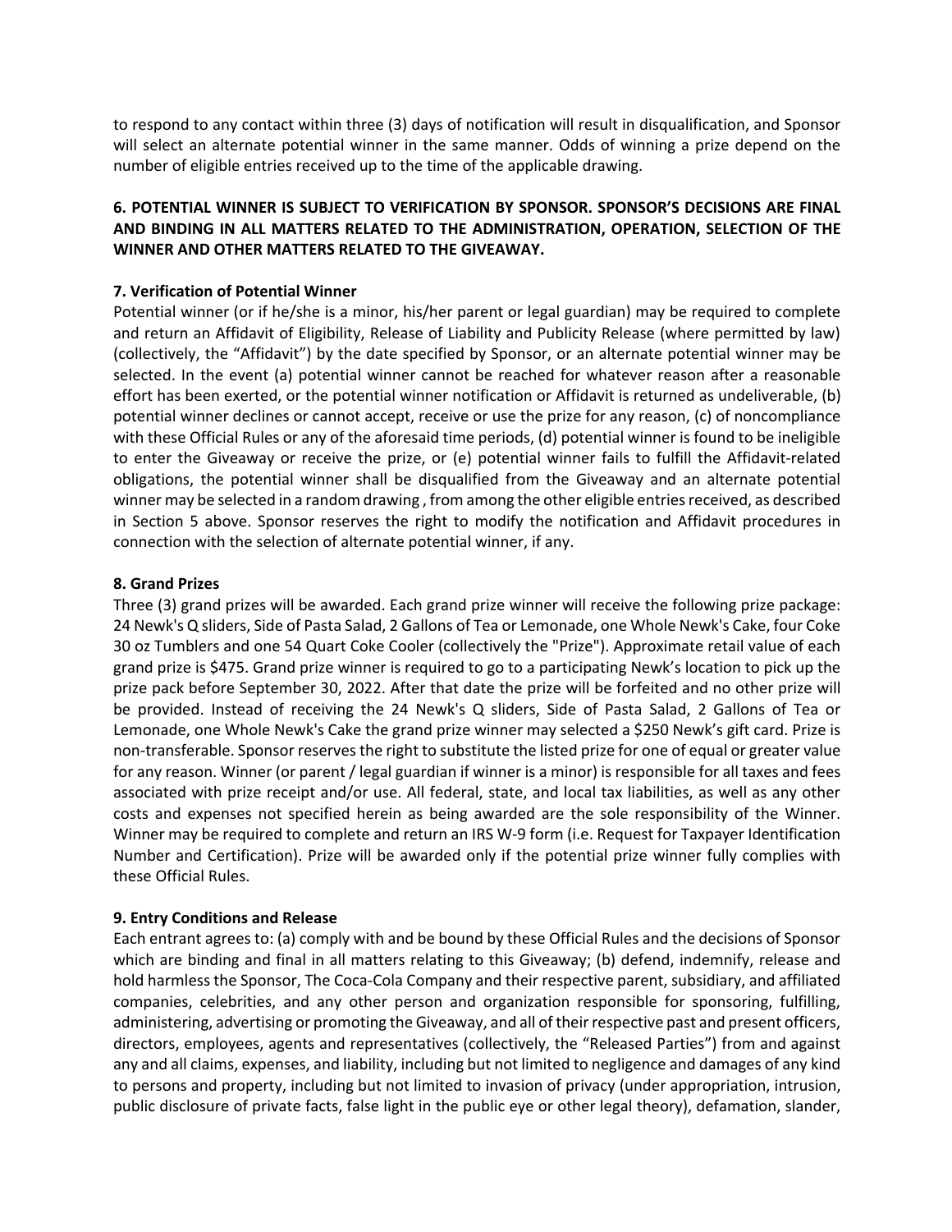to respond to any contact within three (3) days of notification will result in disqualification, and Sponsor will select an alternate potential winner in the same manner. Odds of winning a prize depend on the number of eligible entries received up to the time of the applicable drawing.

**6. POTENTIAL WINNER IS SUBJECT TO VERIFICATION BY SPONSOR. SPONSOR'S DECISIONS ARE FINAL AND BINDING IN ALL MATTERS RELATED TO THE ADMINISTRATION, OPERATION, SELECTION OF THE WINNER AND OTHER MATTERS RELATED TO THE GIVEAWAY.**

**7. Verification of Potential Winner**

Potential winner (or if he/she is a minor, his/her parent or legal guardian) may be required to complete and return an Affidavit of Eligibility, Release of Liability and Publicity Release (where permitted by law) (collectively, the "Affidavit") by the date specified by Sponsor, or an alternate potential winner may be selected. In the event (a) potential winner cannot be reached for whatever reason after a reasonable effort has been exerted, or the potential winner notification or Affidavit is returned as undeliverable, (b) potential winner declines or cannot accept, receive or use the prize for any reason, (c) of noncompliance with these Official Rules or any of the aforesaid time periods, (d) potential winner is found to be ineligible to enter the Giveaway or receive the prize, or (e) potential winner fails to fulfill the Affidavit-related obligations, the potential winner shall be disqualified from the Giveaway and an alternate potential winner may be selected in a random drawing , from among the other eligible entries received, as described in Section 5 above. Sponsor reserves the right to modify the notification and Affidavit procedures in connection with the selection of alternate potential winner, if any.

**8. Grand Prizes**

Three (3) grand prizes will be awarded. Each grand prize winner will receive the following prize package: 24 Newk's Q sliders, Side of Pasta Salad, 2 Gallons of Tea or Lemonade, one Whole Newk's Cake, four Coke 30 oz Tumblers and one 54 Quart Coke Cooler (collectively the "Prize"). Approximate retail value of each grand prize is $475. Grand prize winner is required to go to a participating Newk's location to pick up the prize pack before September 30, 2022. After that date the prize will be forfeited and no other prize will be provided. Instead of receiving the 24 Newk's Q sliders, Side of Pasta Salad, 2 Gallons of Tea or Lemonade, one Whole Newk's Cake the grand prize winner may selected a $250 Newk's gift card. Prize is non-transferable. Sponsor reserves the right to substitute the listed prize for one of equal or greater value for any reason. Winner (or parent / legal guardian if winner is a minor) is responsible for all taxes and fees associated with prize receipt and/or use. All federal, state, and local tax liabilities, as well as any other costs and expenses not specified herein as being awarded are the sole responsibility of the Winner. Winner may be required to complete and return an IRS W-9 form (i.e. Request for Taxpayer Identification Number and Certification). Prize will be awarded only if the potential prize winner fully complies with these Official Rules.

**9. Entry Conditions and Release**

Each entrant agrees to: (a) comply with and be bound by these Official Rules and the decisions of Sponsor which are binding and final in all matters relating to this Giveaway; (b) defend, indemnify, release and hold harmless the Sponsor, The Coca-Cola Company and their respective parent, subsidiary, and affiliated companies, celebrities, and any other person and organization responsible for sponsoring, fulfilling, administering, advertising or promoting the Giveaway, and all of their respective past and present officers, directors, employees, agents and representatives (collectively, the "Released Parties") from and against any and all claims, expenses, and liability, including but not limited to negligence and damages of any kind to persons and property, including but not limited to invasion of privacy (under appropriation, intrusion, public disclosure of private facts, false light in the public eye or other legal theory), defamation, slander,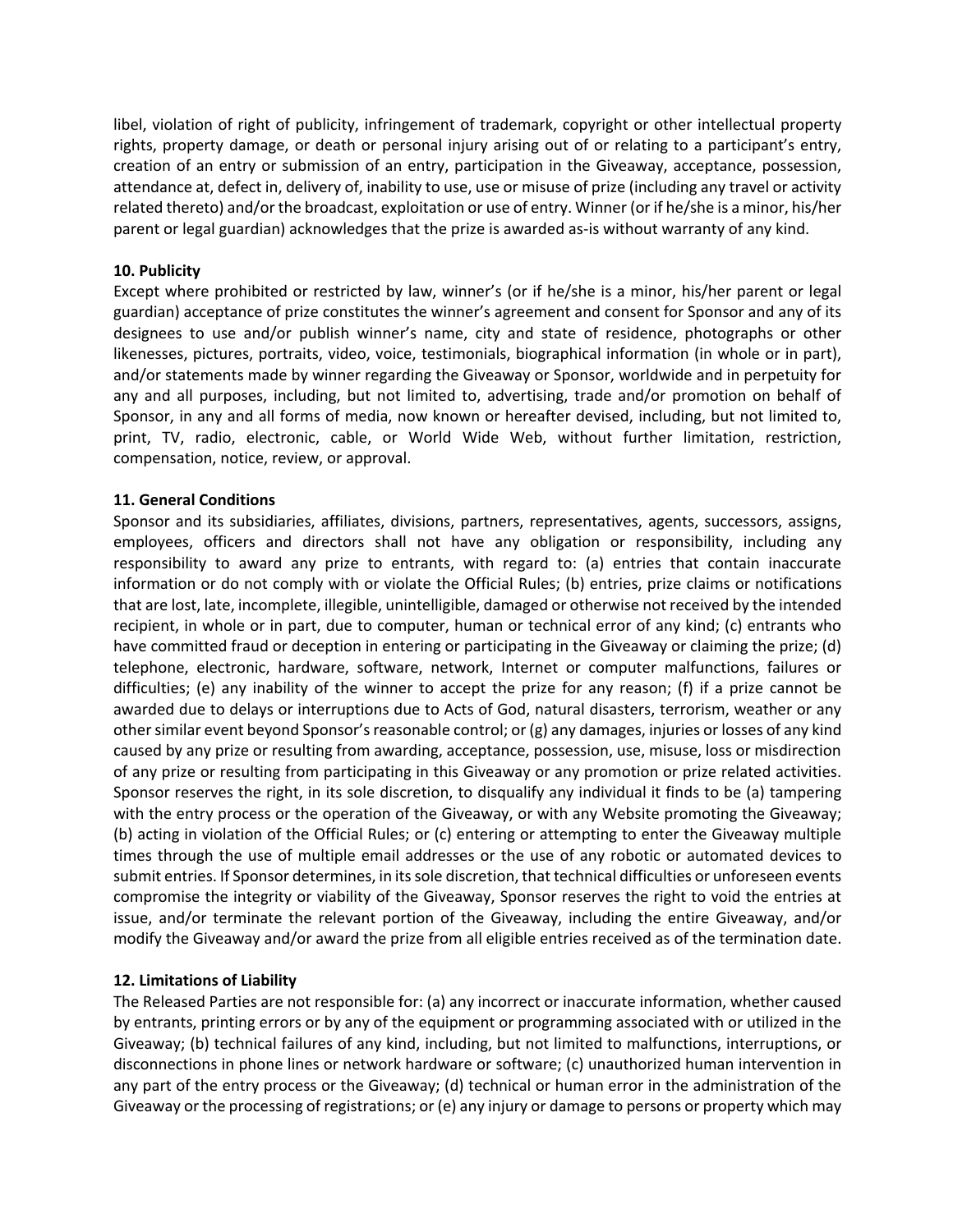libel, violation of right of publicity, infringement of trademark, copyright or other intellectual property rights, property damage, or death or personal injury arising out of or relating to a participant's entry, creation of an entry or submission of an entry, participation in the Giveaway, acceptance, possession, attendance at, defect in, delivery of, inability to use, use or misuse of prize (including any travel or activity related thereto) and/or the broadcast, exploitation or use of entry. Winner (or if he/she is a minor, his/her parent or legal guardian) acknowledges that the prize is awarded as-is without warranty of any kind.

**10. Publicity**

Except where prohibited or restricted by law, winner's (or if he/she is a minor, his/her parent or legal guardian) acceptance of prize constitutes the winner's agreement and consent for Sponsor and any of its designees to use and/or publish winner's name, city and state of residence, photographs or other likenesses, pictures, portraits, video, voice, testimonials, biographical information (in whole or in part), and/or statements made by winner regarding the Giveaway or Sponsor, worldwide and in perpetuity for any and all purposes, including, but not limited to, advertising, trade and/or promotion on behalf of Sponsor, in any and all forms of media, now known or hereafter devised, including, but not limited to, print, TV, radio, electronic, cable, or World Wide Web, without further limitation, restriction, compensation, notice, review, or approval.

**11. General Conditions**

Sponsor and its subsidiaries, affiliates, divisions, partners, representatives, agents, successors, assigns, employees, officers and directors shall not have any obligation or responsibility, including any responsibility to award any prize to entrants, with regard to: (a) entries that contain inaccurate information or do not comply with or violate the Official Rules; (b) entries, prize claims or notifications that are lost, late, incomplete, illegible, unintelligible, damaged or otherwise not received by the intended recipient, in whole or in part, due to computer, human or technical error of any kind; (c) entrants who have committed fraud or deception in entering or participating in the Giveaway or claiming the prize; (d) telephone, electronic, hardware, software, network, Internet or computer malfunctions, failures or difficulties; (e) any inability of the winner to accept the prize for any reason; (f) if a prize cannot be awarded due to delays or interruptions due to Acts of God, natural disasters, terrorism, weather or any other similar event beyond Sponsor's reasonable control; or (g) any damages, injuries or losses of any kind caused by any prize or resulting from awarding, acceptance, possession, use, misuse, loss or misdirection of any prize or resulting from participating in this Giveaway or any promotion or prize related activities. Sponsor reserves the right, in its sole discretion, to disqualify any individual it finds to be (a) tampering with the entry process or the operation of the Giveaway, or with any Website promoting the Giveaway; (b) acting in violation of the Official Rules; or (c) entering or attempting to enter the Giveaway multiple times through the use of multiple email addresses or the use of any robotic or automated devices to submit entries. If Sponsor determines, in its sole discretion, that technical difficulties or unforeseen events compromise the integrity or viability of the Giveaway, Sponsor reserves the right to void the entries at issue, and/or terminate the relevant portion of the Giveaway, including the entire Giveaway, and/or modify the Giveaway and/or award the prize from all eligible entries received as of the termination date.

**12. Limitations of Liability**

The Released Parties are not responsible for: (a) any incorrect or inaccurate information, whether caused by entrants, printing errors or by any of the equipment or programming associated with or utilized in the Giveaway; (b) technical failures of any kind, including, but not limited to malfunctions, interruptions, or disconnections in phone lines or network hardware or software; (c) unauthorized human intervention in any part of the entry process or the Giveaway; (d) technical or human error in the administration of the Giveaway or the processing of registrations; or (e) any injury or damage to persons or property which may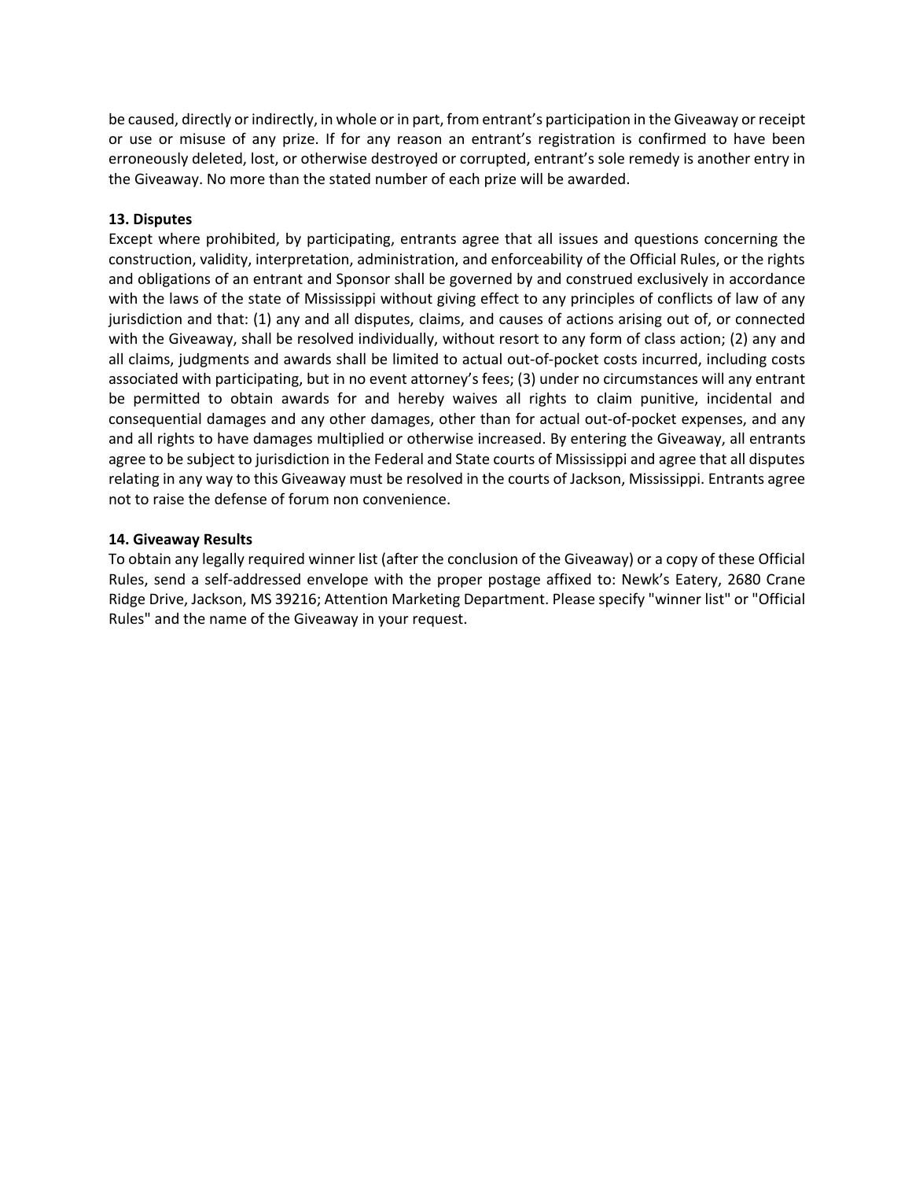be caused, directly or indirectly, in whole or in part, from entrant's participation in the Giveaway or receipt or use or misuse of any prize. If for any reason an entrant's registration is confirmed to have been erroneously deleted, lost, or otherwise destroyed or corrupted, entrant's sole remedy is another entry in the Giveaway. No more than the stated number of each prize will be awarded.

**13. Disputes**

Except where prohibited, by participating, entrants agree that all issues and questions concerning the construction, validity, interpretation, administration, and enforceability of the Official Rules, or the rights and obligations of an entrant and Sponsor shall be governed by and construed exclusively in accordance with the laws of the state of Mississippi without giving effect to any principles of conflicts of law of any jurisdiction and that: (1) any and all disputes, claims, and causes of actions arising out of, or connected with the Giveaway, shall be resolved individually, without resort to any form of class action; (2) any and all claims, judgments and awards shall be limited to actual out-of-pocket costs incurred, including costs associated with participating, but in no event attorney's fees; (3) under no circumstances will any entrant be permitted to obtain awards for and hereby waives all rights to claim punitive, incidental and consequential damages and any other damages, other than for actual out-of-pocket expenses, and any and all rights to have damages multiplied or otherwise increased. By entering the Giveaway, all entrants agree to be subject to jurisdiction in the Federal and State courts of Mississippi and agree that all disputes relating in any way to this Giveaway must be resolved in the courts of Jackson, Mississippi. Entrants agree not to raise the defense of forum non convenience.

**14. Giveaway Results**

To obtain any legally required winner list (after the conclusion of the Giveaway) or a copy of these Official Rules, send a self-addressed envelope with the proper postage affixed to: Newk's Eatery, 2680 Crane Ridge Drive, Jackson, MS 39216; Attention Marketing Department. Please specify "winner list" or "Official Rules" and the name of the Giveaway in your request.